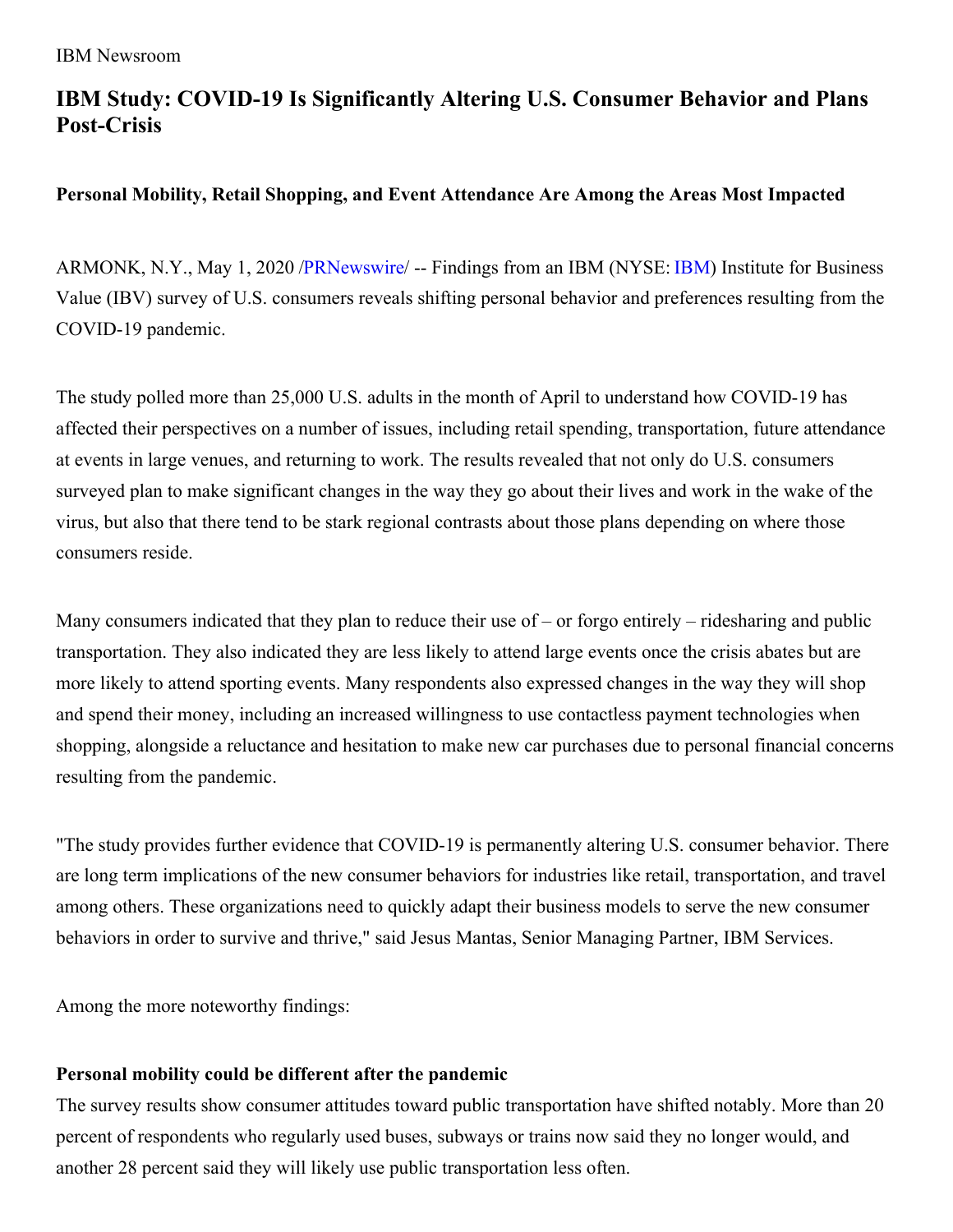IBM Newsroom

# IBM Study: COVID-19 Is Significantly Altering U.S. Consumer Behavior and Plans Post-Crisis

### Personal Mobility, Retail Shopping, and Event Attendance Are Among the Areas Most Impacted

ARMONK, N.Y., May 1, 2020 /PRNewswire/ -- Findings from an IBM (NYSE: IBM) Institute for Business Value (IBV) survey of U.S. consumers reveals shifting personal behavior and preferences resulting from the COVID-19 pandemic.

The study polled more than 25,000 U.S. adults in the month of April to understand how COVID-19 has affected their perspectives on a number of issues, including retail spending, transportation, future attendance at events in large venues, and returning to work. The results revealed that not only do U.S. consumers surveyed plan to make significant changes in the way they go about their lives and work in the wake of the virus, but also that there tend to be stark regional contrasts about those plans depending on where those consumers reside.

Many consumers indicated that they plan to reduce their use of – or forgo entirely – ridesharing and public transportation. They also indicated they are less likely to attend large events once the crisis abates but are more likely to attend sporting events. Many respondents also expressed changes in the way they will shop and spend their money, including an increased willingness to use contactless payment technologies when shopping, alongside a reluctance and hesitation to make new car purchases due to personal financial concerns resulting from the pandemic.

"The study provides further evidence that COVID-19 is permanently altering U.S. consumer behavior. There are long term implications of the new consumer behaviors for industries like retail, transportation, and travel among others. These organizations need to quickly adapt their business models to serve the new consumer behaviors in order to survive and thrive," said Jesus Mantas, Senior Managing Partner, IBM Services.

Among the more noteworthy findings:

**Personal mobility could be different after the pandemic**

The survey results show consumer attitudes toward public transportation have shifted notably. More than 20 percent of respondents who regularly used buses, subways or trains now said they no longer would, and another 28 percent said they will likely use public transportation less often.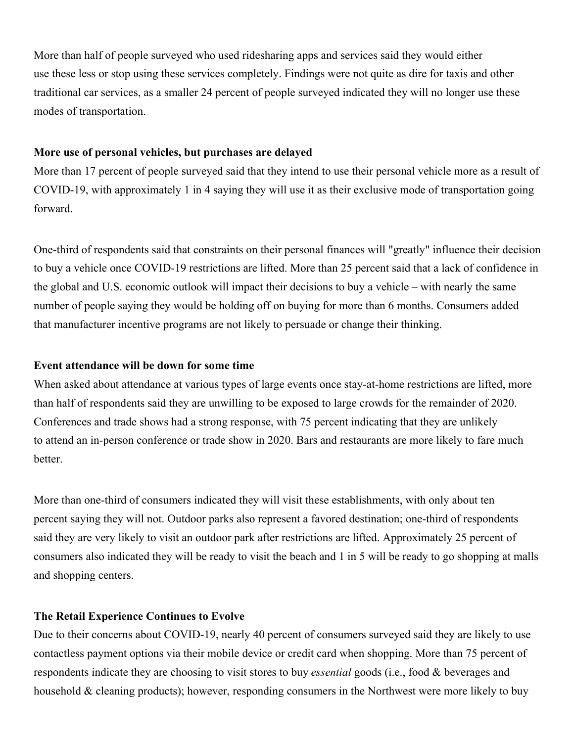More than half of people surveyed who used ridesharing apps and services said they would either use these less or stop using these services completely. Findings were not quite as dire for taxis and other traditional car services, as a smaller 24 percent of people surveyed indicated they will no longer use these modes of transportation.

**More use of personal vehicles, but purchases are delayed**

More than 17 percent of people surveyed said that they intend to use their personal vehicle more as a result of COVID-19, with approximately 1 in 4 saying they will use it as their exclusive mode of transportation going forward.

One-third of respondents said that constraints on their personal finances will "greatly" influence their decision to buy a vehicle once COVID-19 restrictions are lifted. More than 25 percent said that a lack of confidence in the global and U.S. economic outlook will impact their decisions to buy a vehicle – with nearly the same number of people saying they would be holding off on buying for more than 6 months. Consumers added that manufacturer incentive programs are not likely to persuade or change their thinking.

**Event attendance will be down for some time**

When asked about attendance at various types of large events once stay-at-home restrictions are lifted, more than half of respondents said they are unwilling to be exposed to large crowds for the remainder of 2020. Conferences and trade shows had a strong response, with 75 percent indicating that they are unlikely to attend an in-person conference or trade show in 2020. Bars and restaurants are more likely to fare much better.

More than one-third of consumers indicated they will visit these establishments, with only about ten percent saying they will not. Outdoor parks also represent a favored destination; one-third of respondents said they are very likely to visit an outdoor park after restrictions are lifted. Approximately 25 percent of consumers also indicated they will be ready to visit the beach and 1 in 5 will be ready to go shopping at malls and shopping centers.

**The Retail Experience Continues to Evolve**

Due to their concerns about COVID-19, nearly 40 percent of consumers surveyed said they are likely to use contactless payment options via their mobile device or credit card when shopping. More than 75 percent of respondents indicate they are choosing to visit stores to buy *essential* goods (i.e., food & beverages and household & cleaning products); however, responding consumers in the Northwest were more likely to buy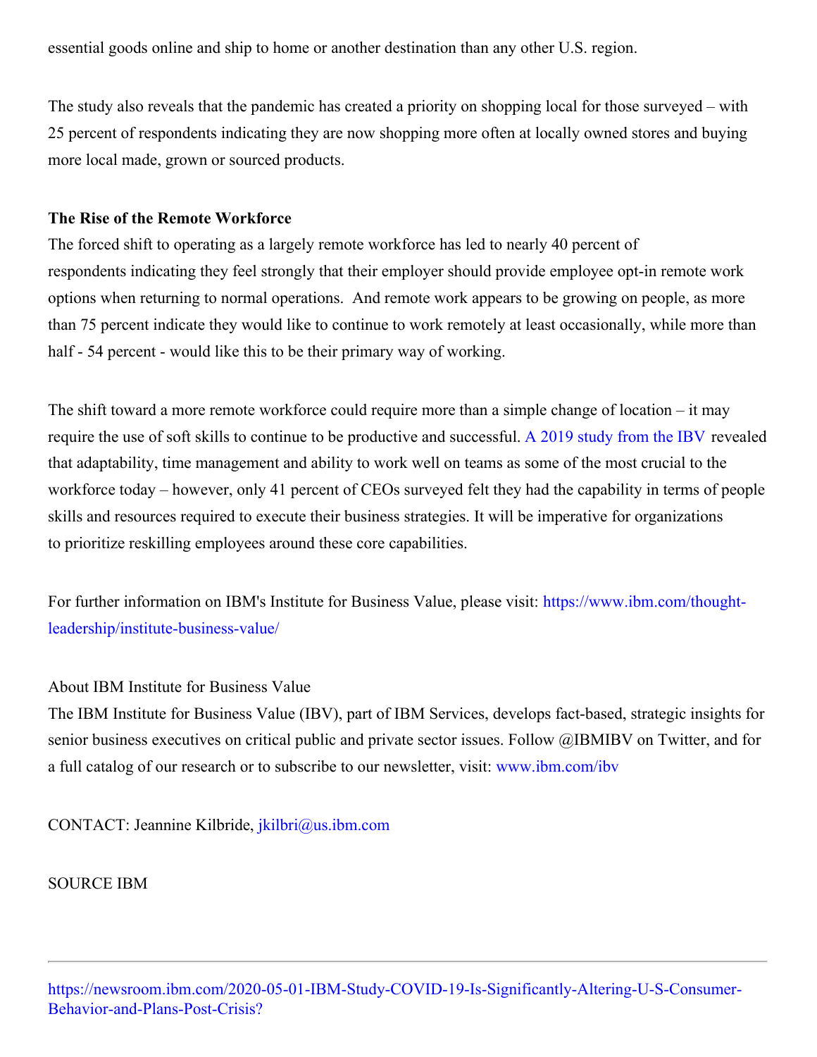essential goods online and ship to home or another destination than any other U.S. region.

The study also reveals that the pandemic has created a priority on shopping local for those surveyed – with 25 percent of respondents indicating they are now shopping more often at locally owned stores and buying more local made, grown or sourced products.

**The Rise of the Remote Workforce**

The forced shift to operating as a largely remote workforce has led to nearly 40 percent of respondents indicating they feel strongly that their employer should provide employee opt-in remote work options when returning to normal operations. And remote work appears to be growing on people, as more than 75 percent indicate they would like to continue to work remotely at least occasionally, while more than half - 54 percent - would like this to be their primary way of working.

The shift toward a more remote workforce could require more than a simple change of location – it may require the use of soft skills to continue to be productive and successful. A 2019 study from the IBV revealed that adaptability, time management and ability to work well on teams as some of the most crucial to the workforce today – however, only 41 percent of CEOs surveyed felt they had the capability in terms of people skills and resources required to execute their business strategies. It will be imperative for organizations to prioritize reskilling employees around these core capabilities.

For further information on IBM's Institute for Business Value, please visit: https://www.ibm.com/thought-leadership/institute-business-value/

About IBM Institute for Business Value

The IBM Institute for Business Value (IBV), part of IBM Services, develops fact-based, strategic insights for senior business executives on critical public and private sector issues. Follow @IBMIBV on Twitter, and for a full catalog of our research or to subscribe to our newsletter, visit: www.ibm.com/ibv

CONTACT: Jeannine Kilbride, jkilbri@us.ibm.com

SOURCE IBM

---

https://newsroom.ibm.com/2020-05-01-IBM-Study-COVID-19-Is-Significantly-Altering-U-S-Consumer-Behavior-and-Plans-Post-Crisis?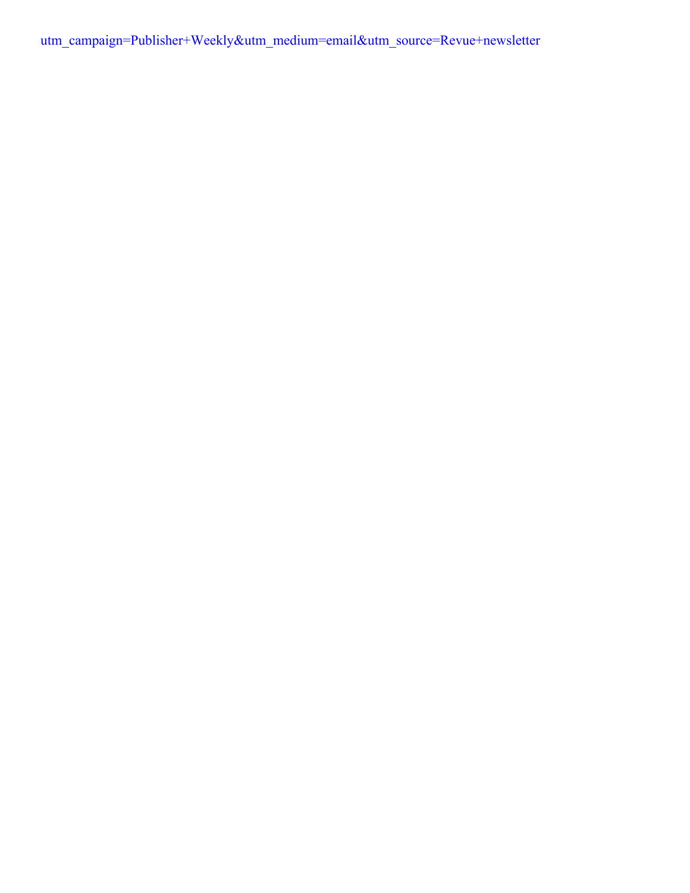utm_campaign=Publisher+Weekly&utm_medium=email&utm_source=Revue+newsletter